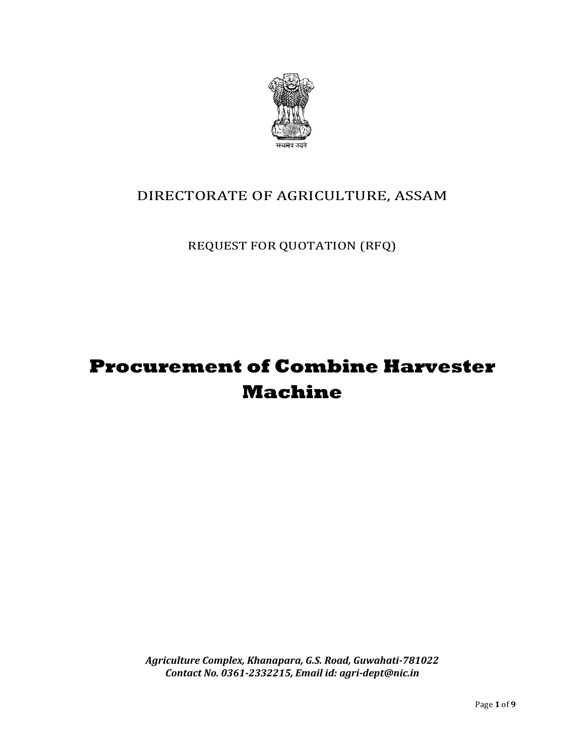सत्यमेव जयते

DIRECTORATE OF AGRICULTURE, ASSAM

REQUEST FOR QUOTATION (RFQ)

# Procurement of Combine Harvester Machine

***Agriculture Complex, Khanapara, G.S. Road, Guwahati-781022***
***Contact No. 0361-2332215, Email id: agri-dept@nic.in***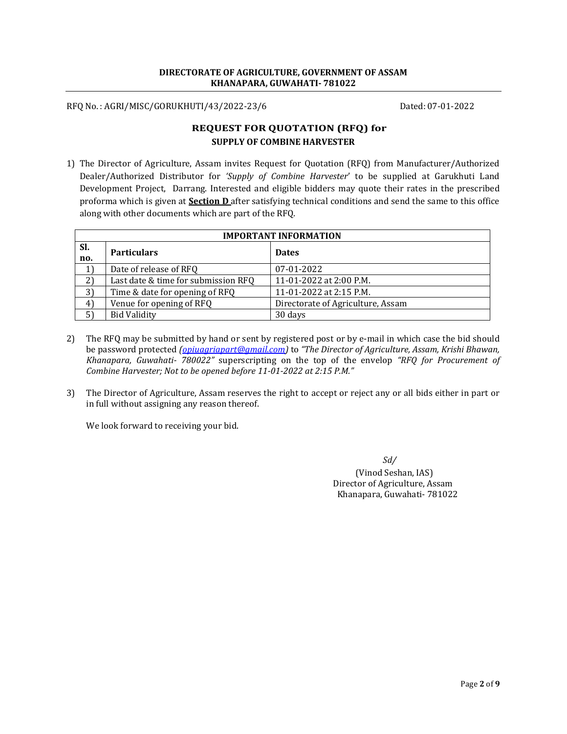**DIRECTORATE OF AGRICULTURE, GOVERNMENT OF ASSAM**
**KHANAPARA, GUWAHATI- 781022**

RFQ No. : AGRI/MISC/GORUKHUTI/43/2022-23/6 Dated: 07-01-2022

## REQUEST FOR QUOTATION (RFQ) for
### SUPPLY OF COMBINE HARVESTER

1) The Director of Agriculture, Assam invites Request for Quotation (RFQ) from Manufacturer/Authorized Dealer/Authorized Distributor for *'Supply of Combine Harvester*' to be supplied at Garukhuti Land Development Project, Darrang. Interested and eligible bidders may quote their rates in the prescribed proforma which is given at **Section D** after satisfying technical conditions and send the same to this office along with other documents which are part of the RFQ.

| IMPORTANT INFORMATION | | |
|---|---|---|
| **Sl. no.** | **Particulars** | **Dates** |
| 1) | Date of release of RFQ | 07-01-2022 |
| 2) | Last date & time for submission RFQ | 11-01-2022 at 2:00 P.M. |
| 3) | Time & date for opening of RFQ | 11-01-2022 at 2:15 P.M. |
| 4) | Venue for opening of RFQ | Directorate of Agriculture, Assam |
| 5) | Bid Validity | 30 days |

2) The RFQ may be submitted by hand or sent by registered post or by e-mail in which case the bid should be password protected *(opiuagriapart@gmail.com)* to *"The Director of Agriculture, Assam, Krishi Bhawan, Khanapara, Guwahati- 780022"* superscripting on the top of the envelop *"RFQ for Procurement of Combine Harvester; Not to be opened before 11-01-2022 at 2:15 P.M."*

3) The Director of Agriculture, Assam reserves the right to accept or reject any or all bids either in part or in full without assigning any reason thereof.

We look forward to receiving your bid.

*Sd/*
(Vinod Seshan, IAS)
Director of Agriculture, Assam
Khanapara, Guwahati- 781022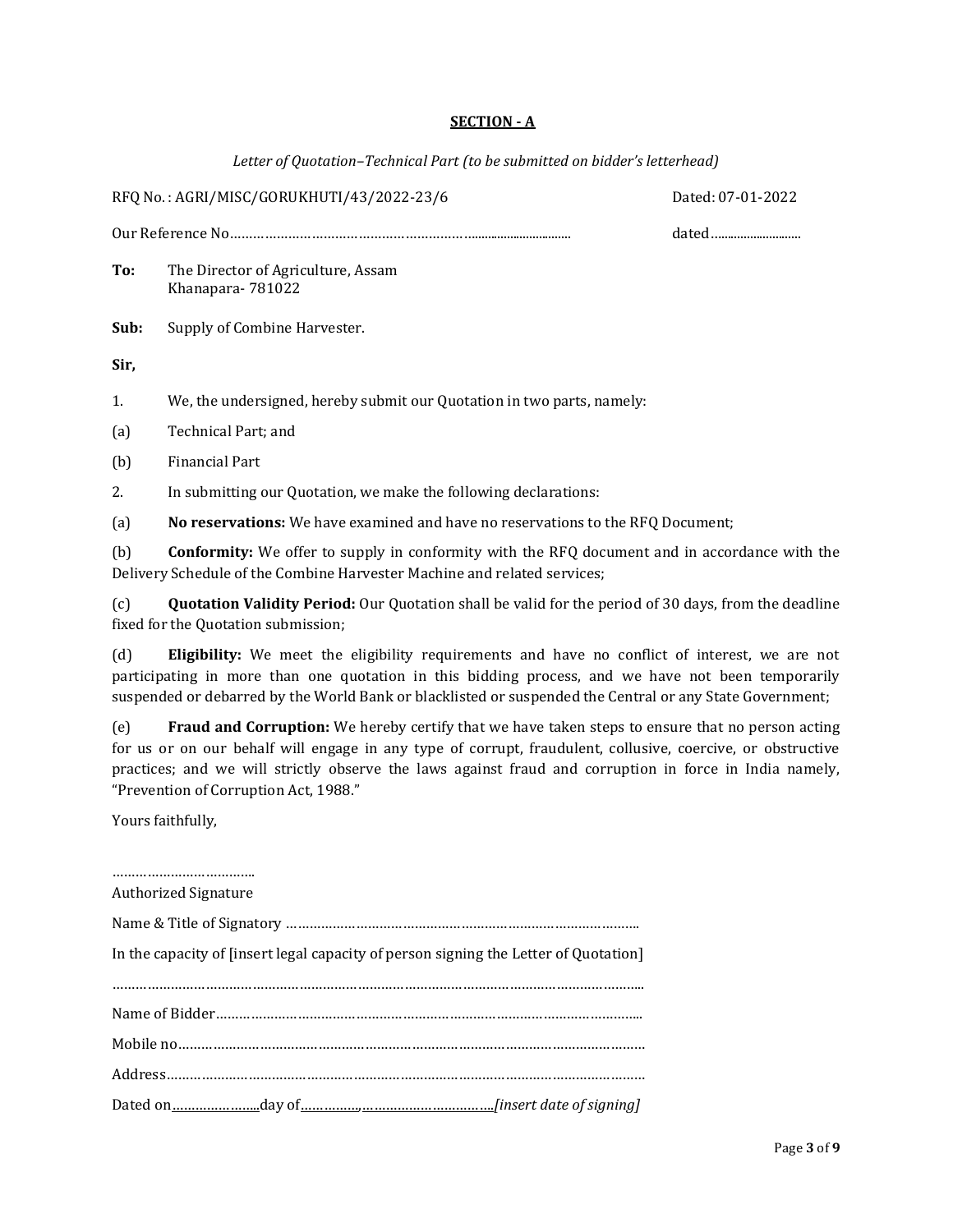## SECTION - A

*Letter of Quotation–Technical Part (to be submitted on bidder's letterhead)*

RFQ No. : AGRI/MISC/GORUKHUTI/43/2022-23/6 Dated: 07-01-2022

Our Reference No…………………………………………………….............................. dated………………………

**To:** The Director of Agriculture, Assam
Khanapara- 781022

**Sub:** Supply of Combine Harvester.

**Sir,**

1. We, the undersigned, hereby submit our Quotation in two parts, namely:

(a) Technical Part; and

(b) Financial Part

2. In submitting our Quotation, we make the following declarations:

(a) **No reservations:** We have examined and have no reservations to the RFQ Document;

(b) **Conformity:** We offer to supply in conformity with the RFQ document and in accordance with the Delivery Schedule of the Combine Harvester Machine and related services;

(c) **Quotation Validity Period:** Our Quotation shall be valid for the period of 30 days, from the deadline fixed for the Quotation submission;

(d) **Eligibility:** We meet the eligibility requirements and have no conflict of interest, we are not participating in more than one quotation in this bidding process, and we have not been temporarily suspended or debarred by the World Bank or blacklisted or suspended the Central or any State Government;

(e) **Fraud and Corruption:** We hereby certify that we have taken steps to ensure that no person acting for us or on our behalf will engage in any type of corrupt, fraudulent, collusive, coercive, or obstructive practices; and we will strictly observe the laws against fraud and corruption in force in India namely, "Prevention of Corruption Act, 1988."

Yours faithfully,

………………………………..
Authorized Signature

Name & Title of Signatory ………………………………………………………………………………..

In the capacity of [insert legal capacity of person signing the Letter of Quotation]

…………………………………………………………………………………………………………………..

Name of Bidder…………………………………………………………………………………………………..

Mobile no…………………………………………………………………………………………………………

Address……………………………………………………………………………………………………………

Dated on…………………….day of……………,……………………………..*[insert date of signing]*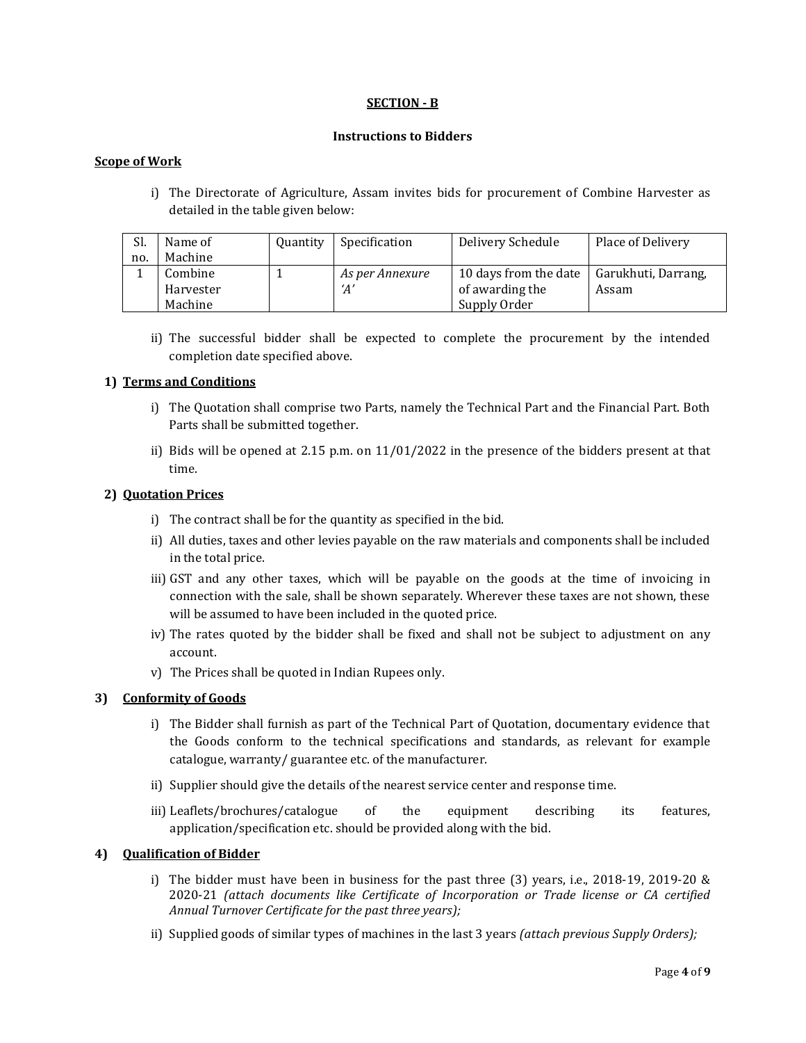## SECTION - B

### Instructions to Bidders

**Scope of Work**

i) The Directorate of Agriculture, Assam invites bids for procurement of Combine Harvester as detailed in the table given below:

| Sl. no. | Name of Machine | Quantity | Specification | Delivery Schedule | Place of Delivery |
|---|---|---|---|---|---|
| 1 | Combine Harvester Machine | 1 | *As per Annexure 'A'* | 10 days from the date of awarding the Supply Order | Garukhuti, Darrang, Assam |

ii) The successful bidder shall be expected to complete the procurement by the intended completion date specified above.

**1) Terms and Conditions**

i) The Quotation shall comprise two Parts, namely the Technical Part and the Financial Part. Both Parts shall be submitted together.

ii) Bids will be opened at 2.15 p.m. on 11/01/2022 in the presence of the bidders present at that time.

**2) Quotation Prices**

i) The contract shall be for the quantity as specified in the bid.

ii) All duties, taxes and other levies payable on the raw materials and components shall be included in the total price.

iii) GST and any other taxes, which will be payable on the goods at the time of invoicing in connection with the sale, shall be shown separately. Wherever these taxes are not shown, these will be assumed to have been included in the quoted price.

iv) The rates quoted by the bidder shall be fixed and shall not be subject to adjustment on any account.

v) The Prices shall be quoted in Indian Rupees only.

**3) Conformity of Goods**

i) The Bidder shall furnish as part of the Technical Part of Quotation, documentary evidence that the Goods conform to the technical specifications and standards, as relevant for example catalogue, warranty/ guarantee etc. of the manufacturer.

ii) Supplier should give the details of the nearest service center and response time.

iii) Leaflets/brochures/catalogue of the equipment describing its features, application/specification etc. should be provided along with the bid.

**4) Qualification of Bidder**

i) The bidder must have been in business for the past three (3) years, i.e., 2018-19, 2019-20 & 2020-21 *(attach documents like Certificate of Incorporation or Trade license or CA certified Annual Turnover Certificate for the past three years);*

ii) Supplied goods of similar types of machines in the last 3 years *(attach previous Supply Orders);*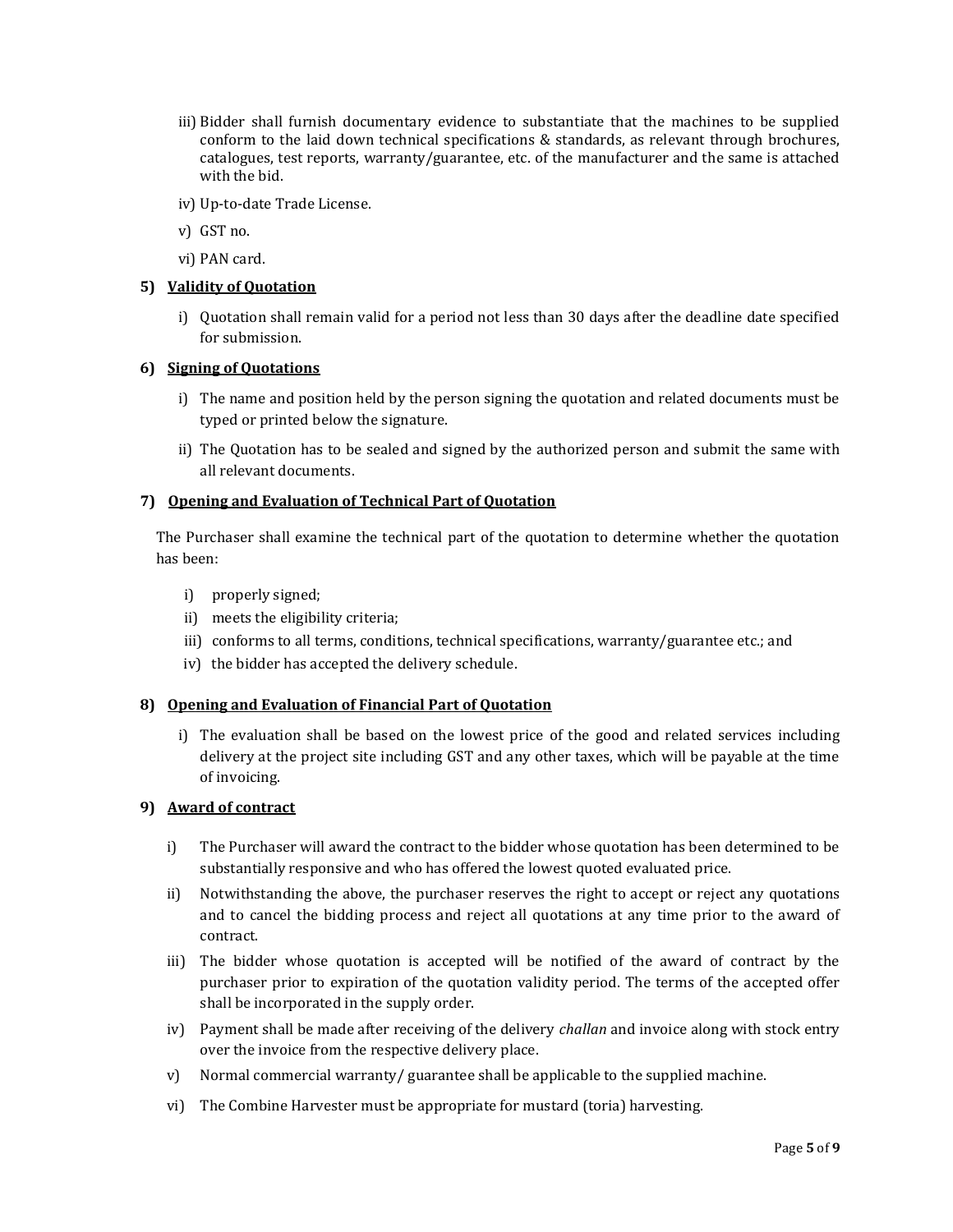iii) Bidder shall furnish documentary evidence to substantiate that the machines to be supplied conform to the laid down technical specifications & standards, as relevant through brochures, catalogues, test reports, warranty/guarantee, etc. of the manufacturer and the same is attached with the bid.

iv) Up-to-date Trade License.

v) GST no.

vi) PAN card.

**5) <u>Validity of Quotation</u>**

i) Quotation shall remain valid for a period not less than 30 days after the deadline date specified for submission.

**6) <u>Signing of Quotations</u>**

i) The name and position held by the person signing the quotation and related documents must be typed or printed below the signature.

ii) The Quotation has to be sealed and signed by the authorized person and submit the same with all relevant documents.

**7) <u>Opening and Evaluation of Technical Part of Quotation</u>**

The Purchaser shall examine the technical part of the quotation to determine whether the quotation has been:

i) properly signed;

ii) meets the eligibility criteria;

iii) conforms to all terms, conditions, technical specifications, warranty/guarantee etc.; and

iv) the bidder has accepted the delivery schedule.

**8) <u>Opening and Evaluation of Financial Part of Quotation</u>**

i) The evaluation shall be based on the lowest price of the good and related services including delivery at the project site including GST and any other taxes, which will be payable at the time of invoicing.

**9) <u>Award of contract</u>**

i) The Purchaser will award the contract to the bidder whose quotation has been determined to be substantially responsive and who has offered the lowest quoted evaluated price.

ii) Notwithstanding the above, the purchaser reserves the right to accept or reject any quotations and to cancel the bidding process and reject all quotations at any time prior to the award of contract.

iii) The bidder whose quotation is accepted will be notified of the award of contract by the purchaser prior to expiration of the quotation validity period. The terms of the accepted offer shall be incorporated in the supply order.

iv) Payment shall be made after receiving of the delivery *challan* and invoice along with stock entry over the invoice from the respective delivery place.

v) Normal commercial warranty/ guarantee shall be applicable to the supplied machine.

vi) The Combine Harvester must be appropriate for mustard (toria) harvesting.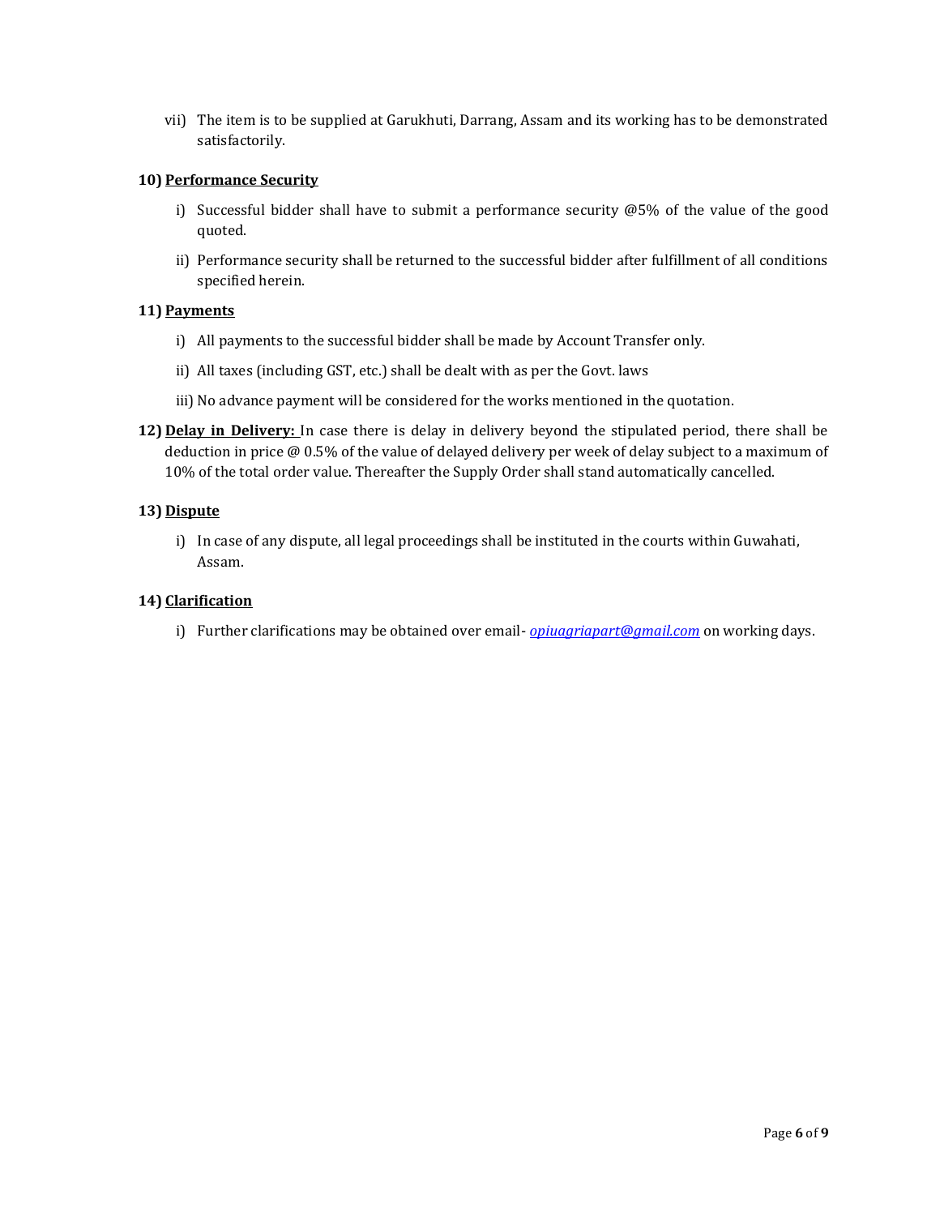vii) The item is to be supplied at Garukhuti, Darrang, Assam and its working has to be demonstrated satisfactorily.

**10) <u>Performance Security</u>**

i) Successful bidder shall have to submit a performance security @5% of the value of the good quoted.

ii) Performance security shall be returned to the successful bidder after fulfillment of all conditions specified herein.

**11) <u>Payments</u>**

i) All payments to the successful bidder shall be made by Account Transfer only.

ii) All taxes (including GST, etc.) shall be dealt with as per the Govt. laws

iii) No advance payment will be considered for the works mentioned in the quotation.

**12) <u>Delay in Delivery:</u>** In case there is delay in delivery beyond the stipulated period, there shall be deduction in price @ 0.5% of the value of delayed delivery per week of delay subject to a maximum of 10% of the total order value. Thereafter the Supply Order shall stand automatically cancelled.

**13) <u>Dispute</u>**

i) In case of any dispute, all legal proceedings shall be instituted in the courts within Guwahati, Assam.

**14) <u>Clarification</u>**

i) Further clarifications may be obtained over email- *opiuagriapart@gmail.com* on working days.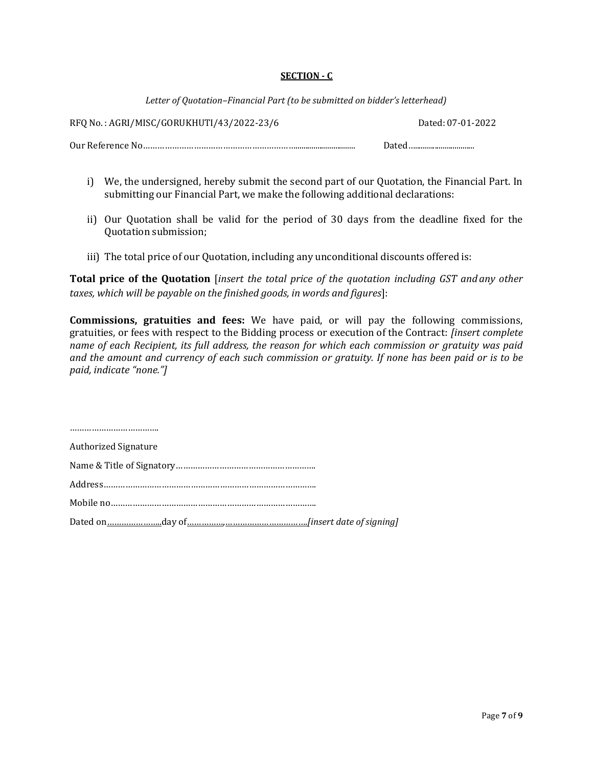**SECTION - C**

*Letter of Quotation–Financial Part (to be submitted on bidder's letterhead)*

RFQ No. : AGRI/MISC/GORUKHUTI/43/2022-23/6 Dated: 07-01-2022

Our Reference No………………………………………………………................................ Dated……………………….

i) We, the undersigned, hereby submit the second part of our Quotation, the Financial Part. In submitting our Financial Part, we make the following additional declarations:

ii) Our Quotation shall be valid for the period of 30 days from the deadline fixed for the Quotation submission;

iii) The total price of our Quotation, including any unconditional discounts offered is:

**Total price of the Quotation** [*insert the total price of the quotation including GST and any other taxes, which will be payable on the finished goods, in words and figures*]:

**Commissions, gratuities and fees:** We have paid, or will pay the following commissions, gratuities, or fees with respect to the Bidding process or execution of the Contract: *[insert complete name of each Recipient, its full address, the reason for which each commission or gratuity was paid and the amount and currency of each such commission or gratuity. If none has been paid or is to be paid, indicate "none."]*

………………………………..

Authorized Signature

Name & Title of Signatory…………………………………………………..

Address…………………………………………………………………………..

Mobile no………………………………………………………………………..

Dated on…………………..day of……………,……………………………..*[insert date of signing]*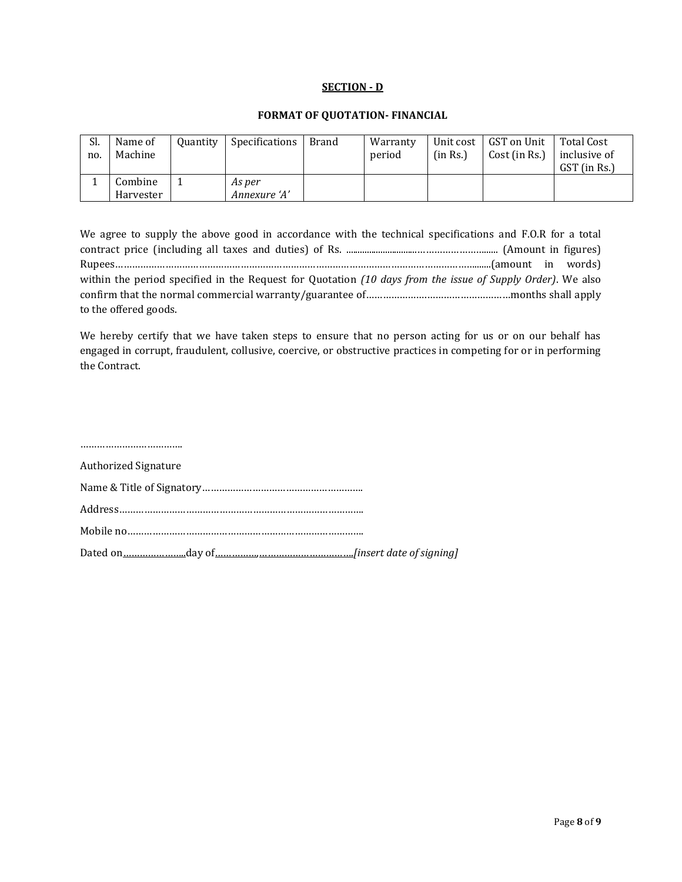## SECTION - D

### FORMAT OF QUOTATION- FINANCIAL

| Sl. no. | Name of Machine | Quantity | Specifications | Brand | Warranty period | Unit cost (in Rs.) | GST on Unit Cost (in Rs.) | Total Cost inclusive of GST (in Rs.) |
|---|---|---|---|---|---|---|---|---|
| 1 | Combine Harvester | 1 | *As per Annexure 'A'* | | | | | |

We agree to supply the above good in accordance with the technical specifications and F.O.R for a total contract price (including all taxes and duties) of Rs. .............................………………………...... (Amount in figures) Rupees……………………………………………………………………………………………………………..........(amount in words) within the period specified in the Request for Quotation *(10 days from the issue of Supply Order)*. We also confirm that the normal commercial warranty/guarantee of……………………………………………months shall apply to the offered goods.

We hereby certify that we have taken steps to ensure that no person acting for us or on our behalf has engaged in corrupt, fraudulent, collusive, coercive, or obstructive practices in competing for or in performing the Contract.

………………………………..

Authorized Signature

Name & Title of Signatory……………………………………………………..

Address…………………………………………………………………………..

Mobile no………………………………………………………………………..

Dated on…………………..day of……………,…………………………….*[insert date of signing]*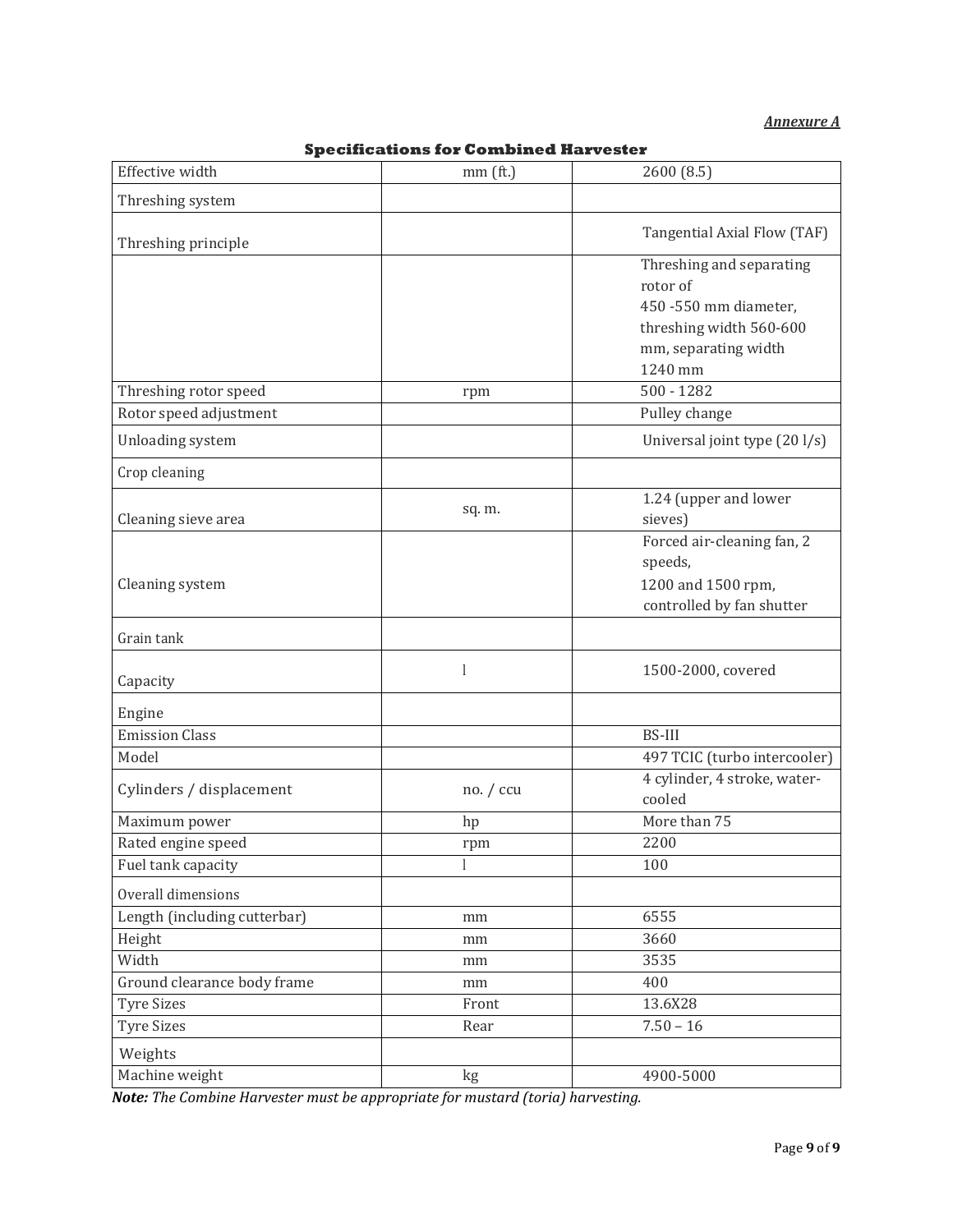*__Annexure A__*

**Specifications for Combined Harvester**

| | | |
|---|---|---|
| Effective width | mm (ft.) | 2600 (8.5) |
| Threshing system | | |
| Threshing principle | | Tangential Axial Flow (TAF) |
| | | Threshing and separating rotor of 450 -550 mm diameter, threshing width 560-600 mm, separating width 1240 mm |
| Threshing rotor speed | rpm | 500 - 1282 |
| Rotor speed adjustment | | Pulley change |
| Unloading system | | Universal joint type (20 l/s) |
| Crop cleaning | | |
| Cleaning sieve area | sq. m. | 1.24 (upper and lower sieves) |
| Cleaning system | | Forced air-cleaning fan, 2 speeds, 1200 and 1500 rpm, controlled by fan shutter |
| Grain tank | | |
| Capacity | l | 1500-2000, covered |
| Engine | | |
| Emission Class | | BS-III |
| Model | | 497 TCIC (turbo intercooler) |
| Cylinders / displacement | no. / ccu | 4 cylinder, 4 stroke, water-cooled |
| Maximum power | hp | More than 75 |
| Rated engine speed | rpm | 2200 |
| Fuel tank capacity | l | 100 |
| Overall dimensions | | |
| Length (including cutterbar) | mm | 6555 |
| Height | mm | 3660 |
| Width | mm | 3535 |
| Ground clearance body frame | mm | 400 |
| Tyre Sizes | Front | 13.6X28 |
| Tyre Sizes | Rear | 7.50 – 16 |
| Weights | | |
| Machine weight | kg | 4900-5000 |

***Note:*** *The Combine Harvester must be appropriate for mustard (toria) harvesting.*